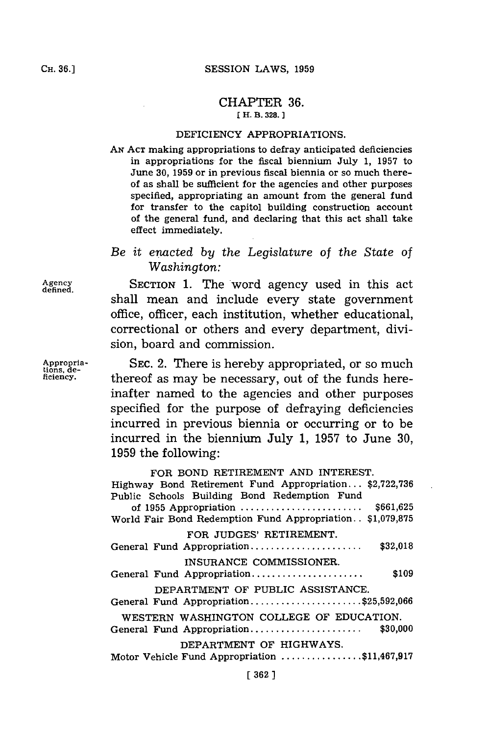# CHAPTER 36.

[H. B. 328.]

## DEFICIENCY APPROPRIATIONS.

AN ACT making appropriations to defray anticipated deficiencies in appropriations for the fiscal biennium July 1, 1957 to June 30, 1959 or in previous fiscal biennia or so much thereof as shall be sufficient for the agencies and other purposes specified, appropriating an amount from the general fund for transfer to the capitol building construction account of the general fund, and declaring that this act shall take effect immediately.

*Be it enacted by the Legislature of the State of Washington:*

Agency defined.

SECTION 1. The word agency used in this act shall mean and include every state government office, officer, each institution, whether educational, correctional or others and every department, division, board and commission.

Appropriations, deficiency.

SEC. 2. There is hereby appropriated, or so much thereof as may be necessary, out of the funds hereinafter named to the agencies and other purposes specified for the purpose of defraying deficiencies incurred in previous biennia or occurring or to be incurred in the biennium July 1, 1957 to June 30, 1959 the following:

FOR BOND RETIREMENT AND INTEREST.

Highway Bond Retirement Fund Appropriation... $2,722,736

Public Schools Building Bond Redemption Fund of 1955 Appropriation ........................ $661,625

World Fair Bond Redemption Fund Appropriation.. $1,079,875

FOR JUDGES' RETIREMENT.

General Fund Appropriation...................... $32,018

INSURANCE COMMISSIONER.

General Fund Appropriation...................... $109

DEPARTMENT OF PUBLIC ASSISTANCE.

General Fund Appropriation......................$25,592,066

WESTERN WASHINGTON COLLEGE OF EDUCATION.

General Fund Appropriation...................... $30,000

DEPARTMENT OF HIGHWAYS.

Motor Vehicle Fund Appropriation ................$11,467,917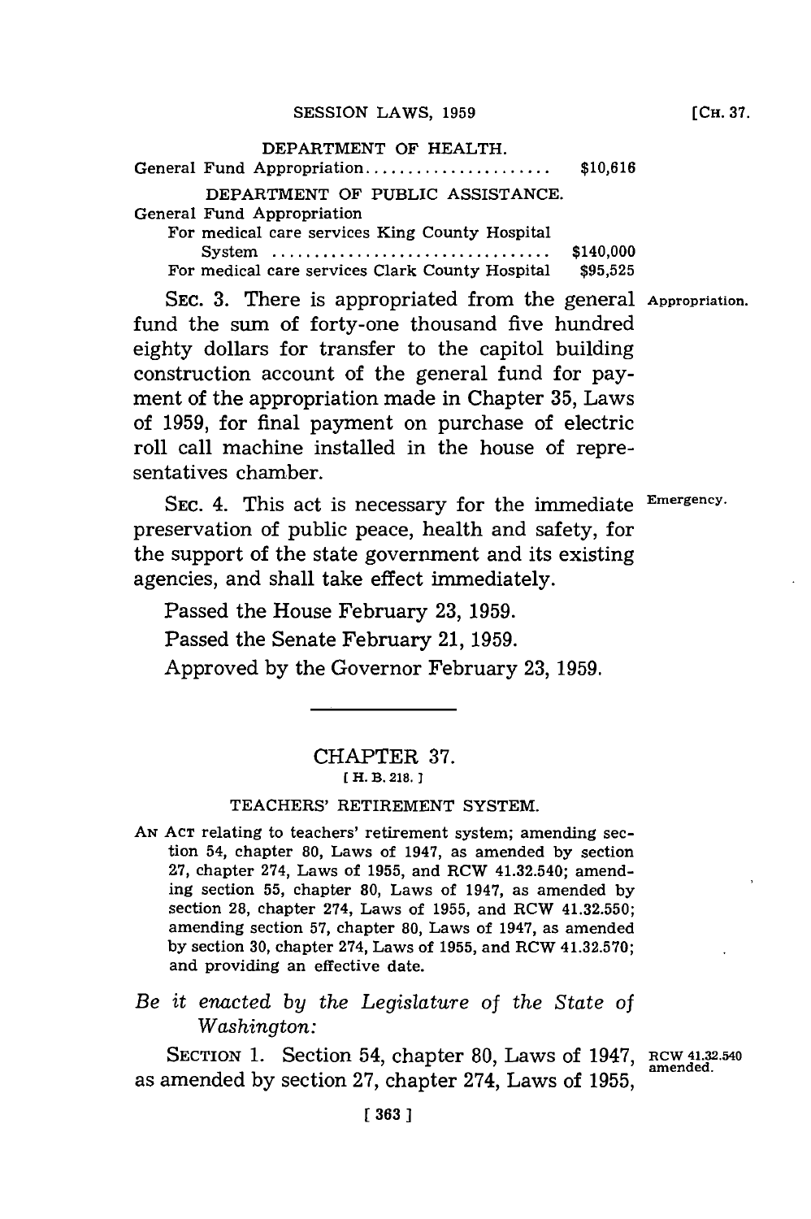DEPARTMENT OF HEALTH.

General Fund Appropriation...................... $10,616

DEPARTMENT OF PUBLIC ASSISTANCE.

General Fund Appropriation

For medical care services King County Hospital System ................................ $140,000

For medical care services Clark County Hospital $95,525

SEC. 3. There is appropriated from the general fund the sum of forty-one thousand five hundred eighty dollars for transfer to the capitol building construction account of the general fund for payment of the appropriation made in Chapter 35, Laws of 1959, for final payment on purchase of electric roll call machine installed in the house of representatives chamber. Appropriation.

SEC. 4. This act is necessary for the immediate preservation of public peace, health and safety, for the support of the state government and its existing agencies, and shall take effect immediately. Emergency.

Passed the House February 23, 1959.

Passed the Senate February 21, 1959.

Approved by the Governor February 23, 1959.

---

## CHAPTER 37.

[ H. B. 218. ]

### TEACHERS' RETIREMENT SYSTEM.

AN ACT relating to teachers' retirement system; amending section 54, chapter 80, Laws of 1947, as amended by section 27, chapter 274, Laws of 1955, and RCW 41.32.540; amending section 55, chapter 80, Laws of 1947, as amended by section 28, chapter 274, Laws of 1955, and RCW 41.32.550; amending section 57, chapter 80, Laws of 1947, as amended by section 30, chapter 274, Laws of 1955, and RCW 41.32.570; and providing an effective date.

*Be it enacted by the Legislature of the State of Washington:*

SECTION 1. Section 54, chapter 80, Laws of 1947, as amended by section 27, chapter 274, Laws of 1955, RCW 41.32.540 amended.